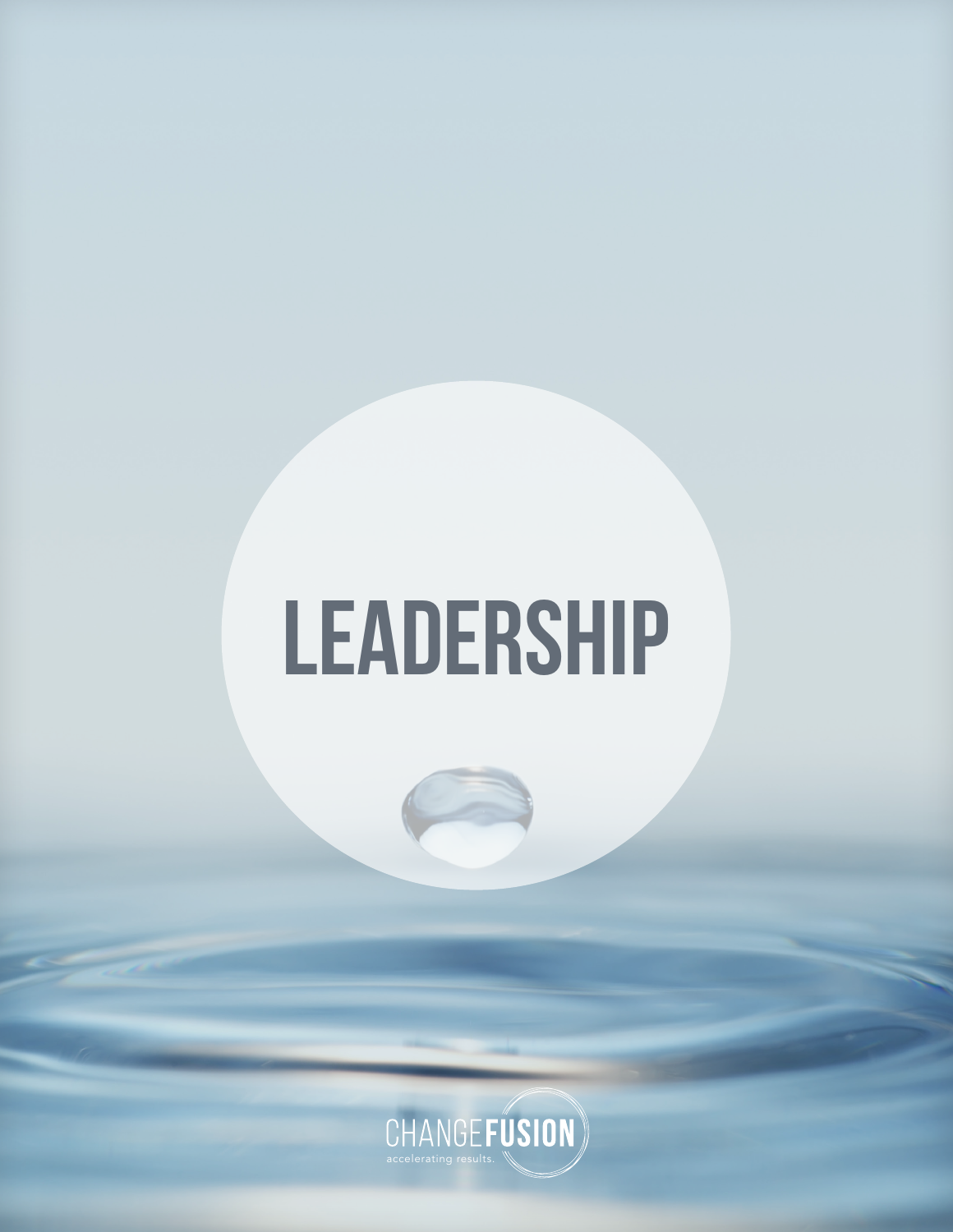# LEADERSHIP

CHANGEFUSION

accelerating results.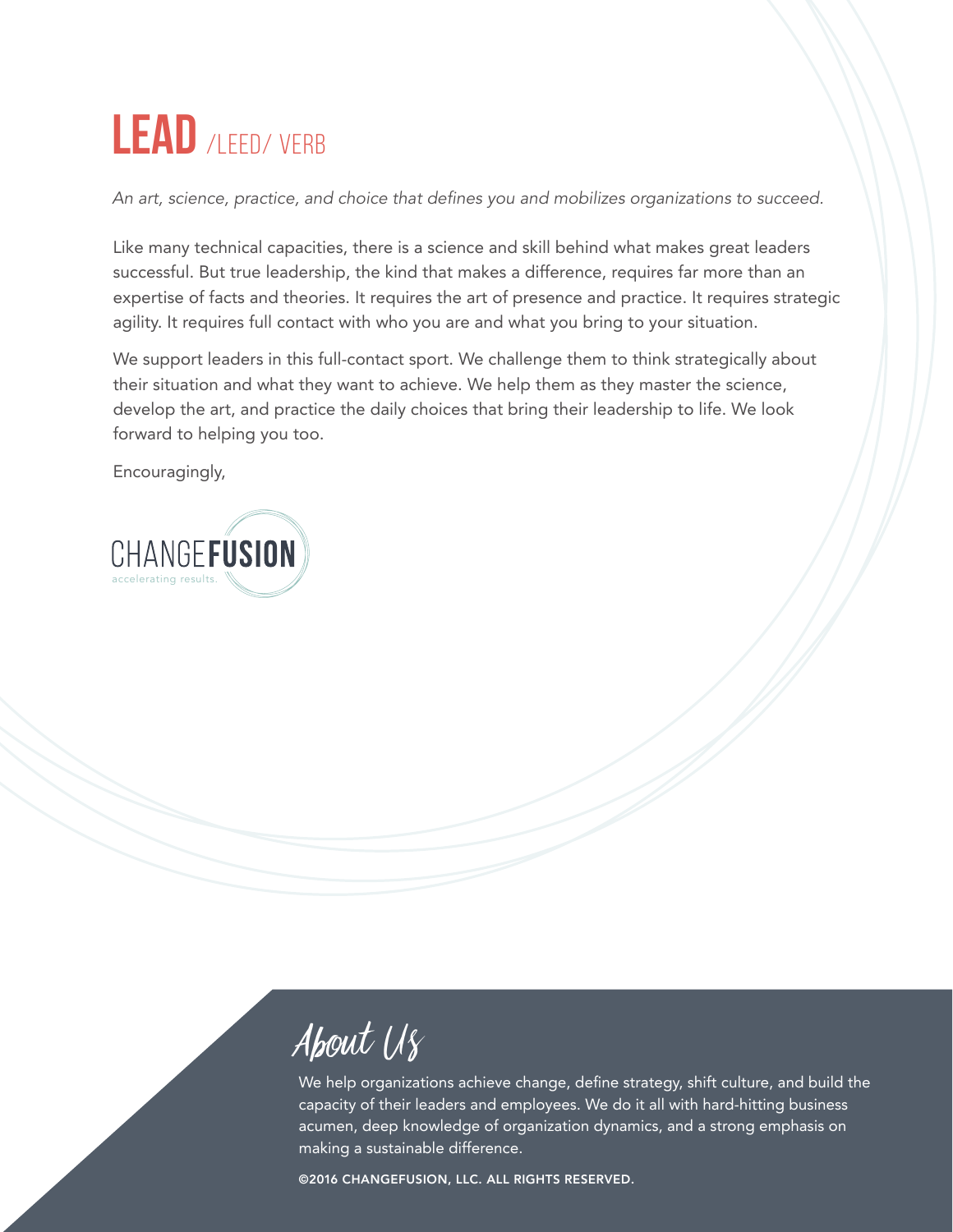# LEAD /LEED/ VERB

*An art, science, practice, and choice that defines you and mobilizes organizations to succeed.*

Like many technical capacities, there is a science and skill behind what makes great leaders successful. But true leadership, the kind that makes a difference, requires far more than an expertise of facts and theories. It requires the art of presence and practice. It requires strategic agility. It requires full contact with who you are and what you bring to your situation.

We support leaders in this full-contact sport. We challenge them to think strategically about their situation and what they want to achieve. We help them as they master the science, develop the art, and practice the daily choices that bring their leadership to life. We look forward to helping you too.

Encouragingly,

CHANGE**FUSION**
accelerating results.

## About Us

We help organizations achieve change, define strategy, shift culture, and build the capacity of their leaders and employees. We do it all with hard-hitting business acumen, deep knowledge of organization dynamics, and a strong emphasis on making a sustainable difference.

©2016 CHANGEFUSION, LLC. ALL RIGHTS RESERVED.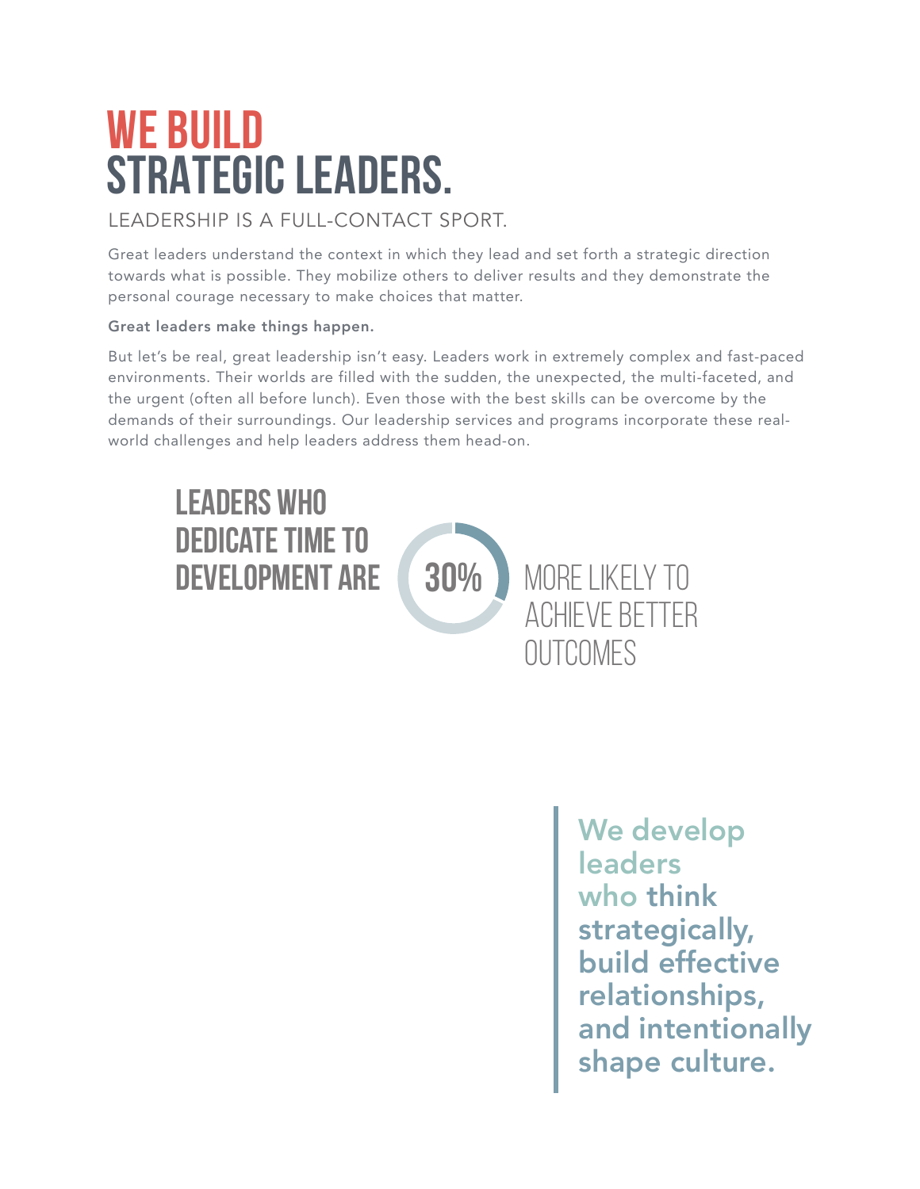# WE BUILD STRATEGIC LEADERS.

## LEADERSHIP IS A FULL-CONTACT SPORT.

Great leaders understand the context in which they lead and set forth a strategic direction towards what is possible. They mobilize others to deliver results and they demonstrate the personal courage necessary to make choices that matter.

**Great leaders make things happen.**

But let's be real, great leadership isn't easy. Leaders work in extremely complex and fast-paced environments. Their worlds are filled with the sudden, the unexpected, the multi-faceted, and the urgent (often all before lunch). Even those with the best skills can be overcome by the demands of their surroundings. Our leadership services and programs incorporate these real-world challenges and help leaders address them head-on.

**LEADERS WHO DEDICATE TIME TO DEVELOPMENT ARE 30% MORE LIKELY TO ACHIEVE BETTER OUTCOMES**

> We develop leaders who **think strategically, build effective relationships, and intentionally shape culture.**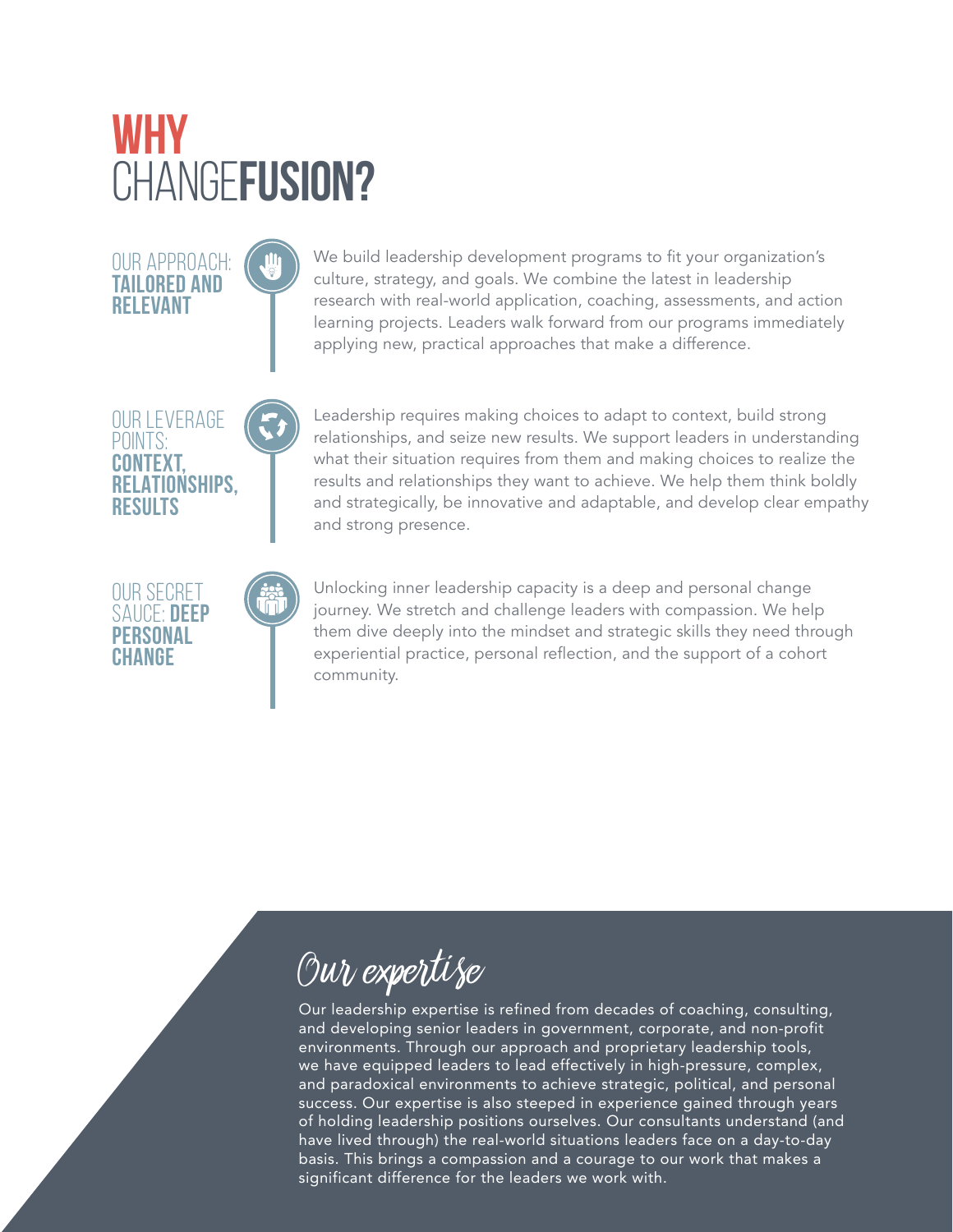# WHY CHANGE**FUSION?**

### OUR APPROACH: **TAILORED AND RELEVANT**

We build leadership development programs to fit your organization's culture, strategy, and goals. We combine the latest in leadership research with real-world application, coaching, assessments, and action learning projects. Leaders walk forward from our programs immediately applying new, practical approaches that make a difference.

### OUR LEVERAGE POINTS: **CONTEXT, RELATIONSHIPS, RESULTS**

Leadership requires making choices to adapt to context, build strong relationships, and seize new results. We support leaders in understanding what their situation requires from them and making choices to realize the results and relationships they want to achieve. We help them think boldly and strategically, be innovative and adaptable, and develop clear empathy and strong presence.

### OUR SECRET SAUCE: **DEEP PERSONAL CHANGE**

Unlocking inner leadership capacity is a deep and personal change journey. We stretch and challenge leaders with compassion. We help them dive deeply into the mindset and strategic skills they need through experiential practice, personal reflection, and the support of a cohort community.

## Our expertise

Our leadership expertise is refined from decades of coaching, consulting, and developing senior leaders in government, corporate, and non-profit environments. Through our approach and proprietary leadership tools, we have equipped leaders to lead effectively in high-pressure, complex, and paradoxical environments to achieve strategic, political, and personal success. Our expertise is also steeped in experience gained through years of holding leadership positions ourselves. Our consultants understand (and have lived through) the real-world situations leaders face on a day-to-day basis. This brings a compassion and a courage to our work that makes a significant difference for the leaders we work with.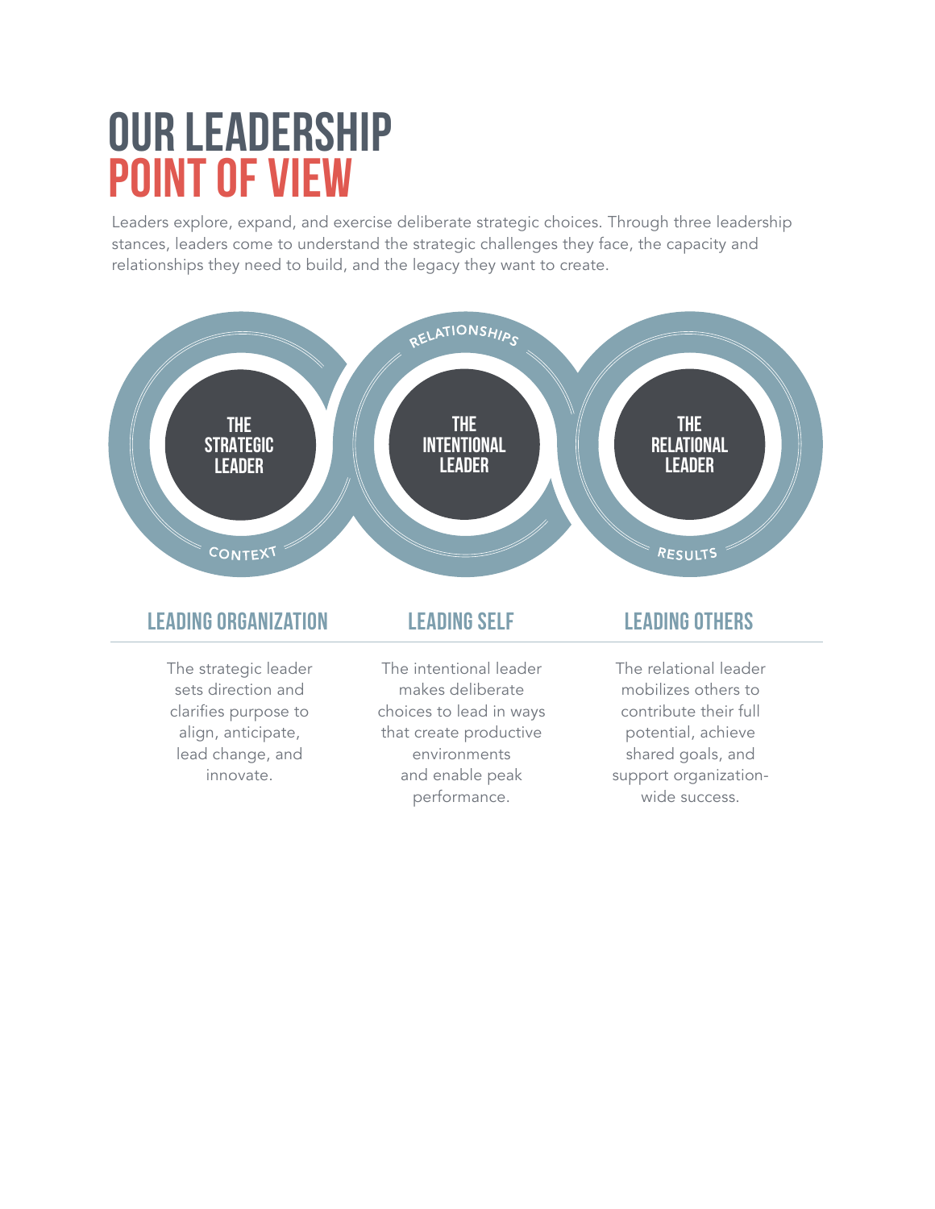# OUR LEADERSHIP POINT OF VIEW

Leaders explore, expand, and exercise deliberate strategic choices. Through three leadership stances, leaders come to understand the strategic challenges they face, the capacity and relationships they need to build, and the legacy they want to create.

THE STRATEGIC LEADER

THE INTENTIONAL LEADER

THE RELATIONAL LEADER

CONTEXT

RELATIONSHIPS

RESULTS

## LEADING ORGANIZATION

The strategic leader sets direction and clarifies purpose to align, anticipate, lead change, and innovate.

## LEADING SELF

The intentional leader makes deliberate choices to lead in ways that create productive environments and enable peak performance.

## LEADING OTHERS

The relational leader mobilizes others to contribute their full potential, achieve shared goals, and support organization-wide success.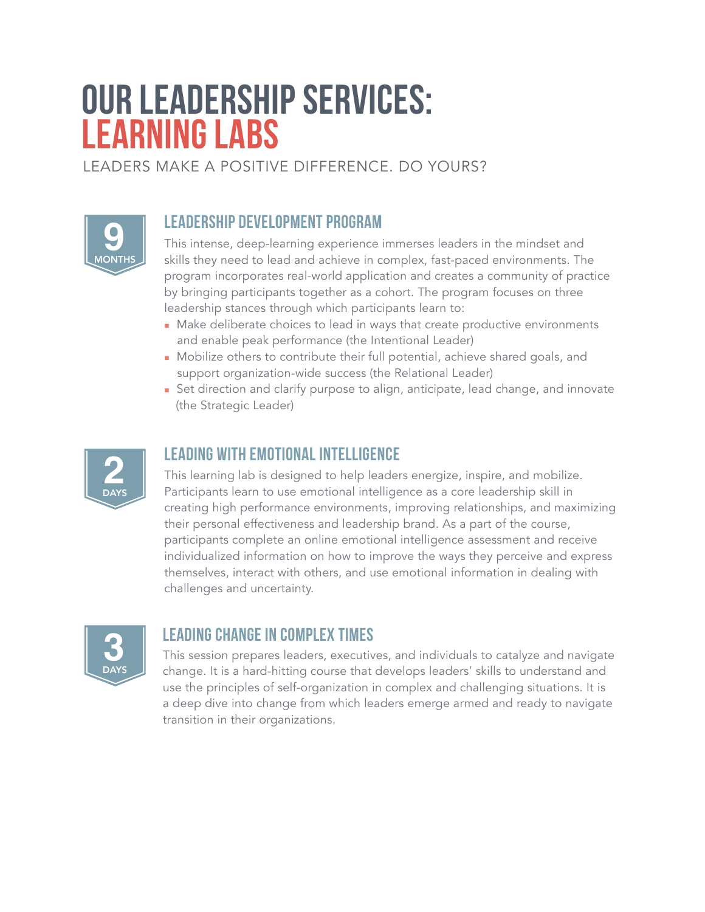# OUR LEADERSHIP SERVICES: LEARNING LABS

LEADERS MAKE A POSITIVE DIFFERENCE. DO YOURS?

**9 MONTHS**

## LEADERSHIP DEVELOPMENT PROGRAM

This intense, deep-learning experience immerses leaders in the mindset and skills they need to lead and achieve in complex, fast-paced environments. The program incorporates real-world application and creates a community of practice by bringing participants together as a cohort. The program focuses on three leadership stances through which participants learn to:

- Make deliberate choices to lead in ways that create productive environments and enable peak performance (the Intentional Leader)
- Mobilize others to contribute their full potential, achieve shared goals, and support organization-wide success (the Relational Leader)
- Set direction and clarify purpose to align, anticipate, lead change, and innovate (the Strategic Leader)

**2 DAYS**

## LEADING WITH EMOTIONAL INTELLIGENCE

This learning lab is designed to help leaders energize, inspire, and mobilize. Participants learn to use emotional intelligence as a core leadership skill in creating high performance environments, improving relationships, and maximizing their personal effectiveness and leadership brand. As a part of the course, participants complete an online emotional intelligence assessment and receive individualized information on how to improve the ways they perceive and express themselves, interact with others, and use emotional information in dealing with challenges and uncertainty.

**3 DAYS**

## LEADING CHANGE IN COMPLEX TIMES

This session prepares leaders, executives, and individuals to catalyze and navigate change. It is a hard-hitting course that develops leaders' skills to understand and use the principles of self-organization in complex and challenging situations. It is a deep dive into change from which leaders emerge armed and ready to navigate transition in their organizations.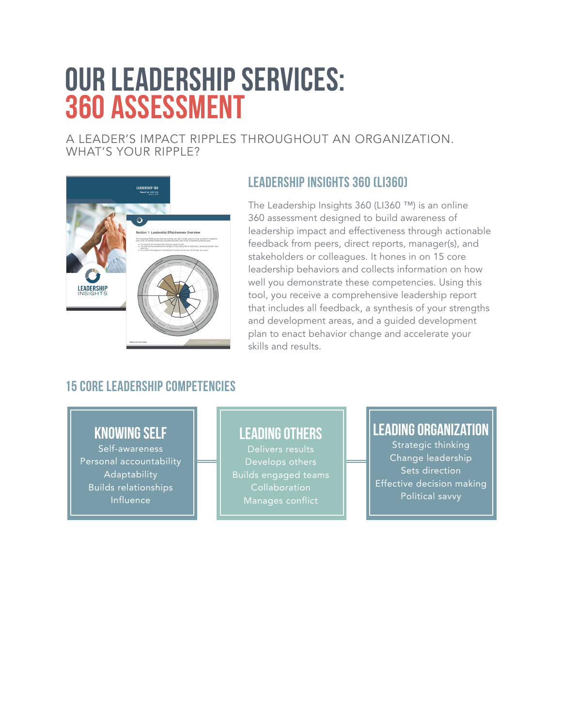# OUR LEADERSHIP SERVICES: 360 ASSESSMENT

A LEADER'S IMPACT RIPPLES THROUGHOUT AN ORGANIZATION. WHAT'S YOUR RIPPLE?

## LEADERSHIP INSIGHTS 360 (LI360)

The Leadership Insights 360 (LI360 ™) is an online 360 assessment designed to build awareness of leadership impact and effectiveness through actionable feedback from peers, direct reports, manager(s), and stakeholders or colleagues. It hones in on 15 core leadership behaviors and collects information on how well you demonstrate these competencies. Using this tool, you receive a comprehensive leadership report that includes all feedback, a synthesis of your strengths and development areas, and a guided development plan to enact behavior change and accelerate your skills and results.

## 15 CORE LEADERSHIP COMPETENCIES

### KNOWING SELF

- Self-awareness
- Personal accountability
- Adaptability
- Builds relationships
- Influence

### LEADING OTHERS

- Delivers results
- Develops others
- Builds engaged teams
- Collaboration
- Manages conflict

### LEADING ORGANIZATION

- Strategic thinking
- Change leadership
- Sets direction
- Effective decision making
- Political savvy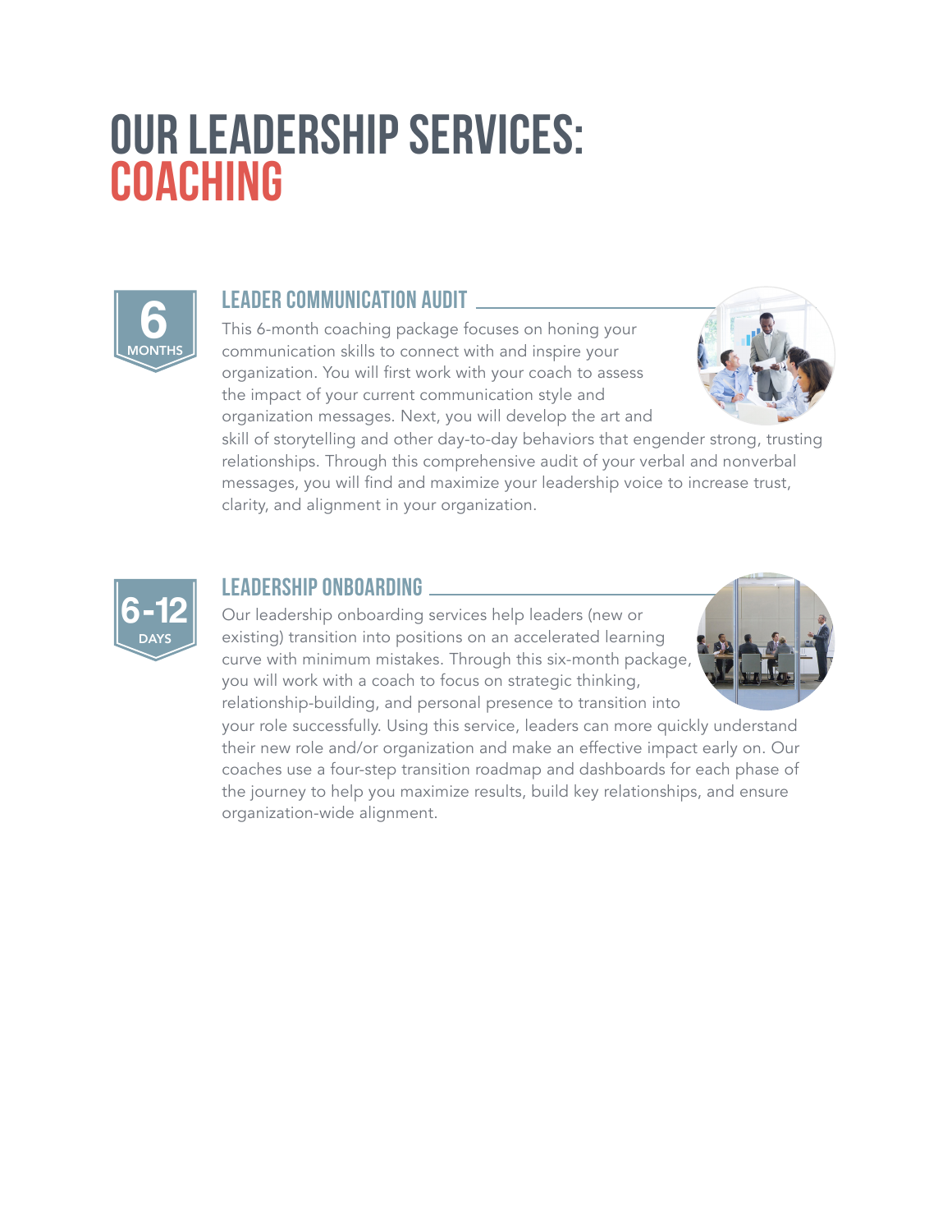# OUR LEADERSHIP SERVICES: COACHING

6 MONTHS

## LEADER COMMUNICATION AUDIT

This 6-month coaching package focuses on honing your communication skills to connect with and inspire your organization. You will first work with your coach to assess the impact of your current communication style and organization messages. Next, you will develop the art and skill of storytelling and other day-to-day behaviors that engender strong, trusting relationships. Through this comprehensive audit of your verbal and nonverbal messages, you will find and maximize your leadership voice to increase trust, clarity, and alignment in your organization.

6-12 DAYS

## LEADERSHIP ONBOARDING

Our leadership onboarding services help leaders (new or existing) transition into positions on an accelerated learning curve with minimum mistakes. Through this six-month package, you will work with a coach to focus on strategic thinking, relationship-building, and personal presence to transition into your role successfully. Using this service, leaders can more quickly understand their new role and/or organization and make an effective impact early on. Our coaches use a four-step transition roadmap and dashboards for each phase of the journey to help you maximize results, build key relationships, and ensure organization-wide alignment.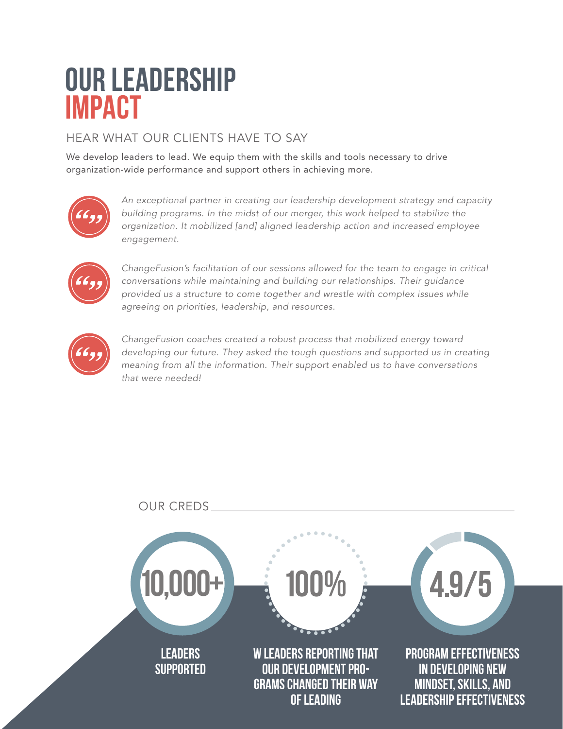# OUR LEADERSHIP IMPACT

## HEAR WHAT OUR CLIENTS HAVE TO SAY

We develop leaders to lead. We equip them with the skills and tools necessary to drive organization-wide performance and support others in achieving more.

*An exceptional partner in creating our leadership development strategy and capacity building programs. In the midst of our merger, this work helped to stabilize the organization. It mobilized [and] aligned leadership action and increased employee engagement.*

*ChangeFusion's facilitation of our sessions allowed for the team to engage in critical conversations while maintaining and building our relationships. Their guidance provided us a structure to come together and wrestle with complex issues while agreeing on priorities, leadership, and resources.*

*ChangeFusion coaches created a robust process that mobilized energy toward developing our future. They asked the tough questions and supported us in creating meaning from all the information. Their support enabled us to have conversations that were needed!*

## OUR CREDS

**10,000+**
LEADERS SUPPORTED

**100%**
W LEADERS REPORTING THAT OUR DEVELOPMENT PROGRAMS CHANGED THEIR WAY OF LEADING

**4.9/5**
PROGRAM EFFECTIVENESS IN DEVELOPING NEW MINDSET, SKILLS, AND LEADERSHIP EFFECTIVENESS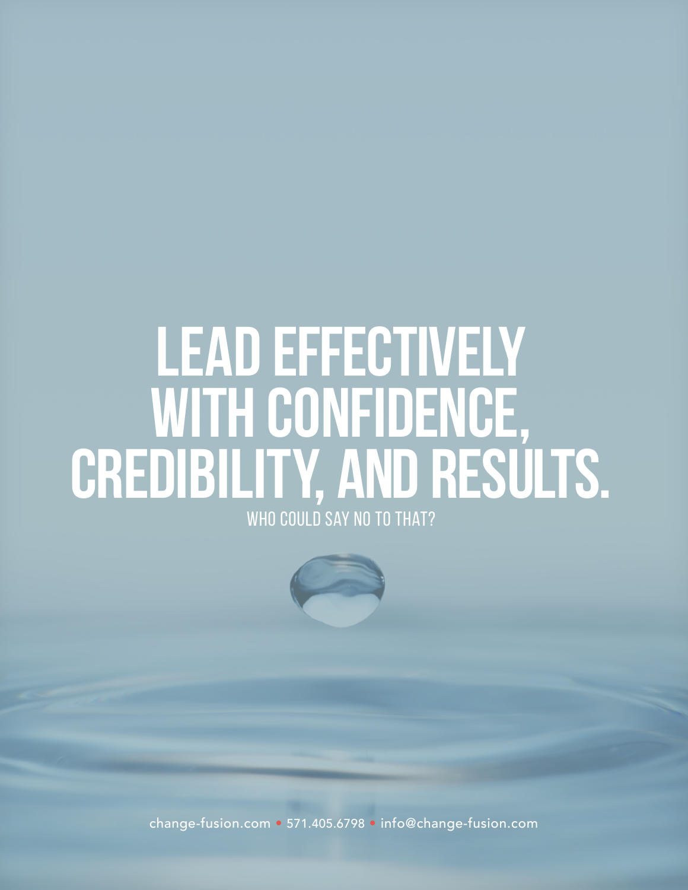# LEAD EFFECTIVELY WITH CONFIDENCE, CREDIBILITY, AND RESULTS.

WHO COULD SAY NO TO THAT?

change-fusion.com • 571.405.6798 • info@change-fusion.com